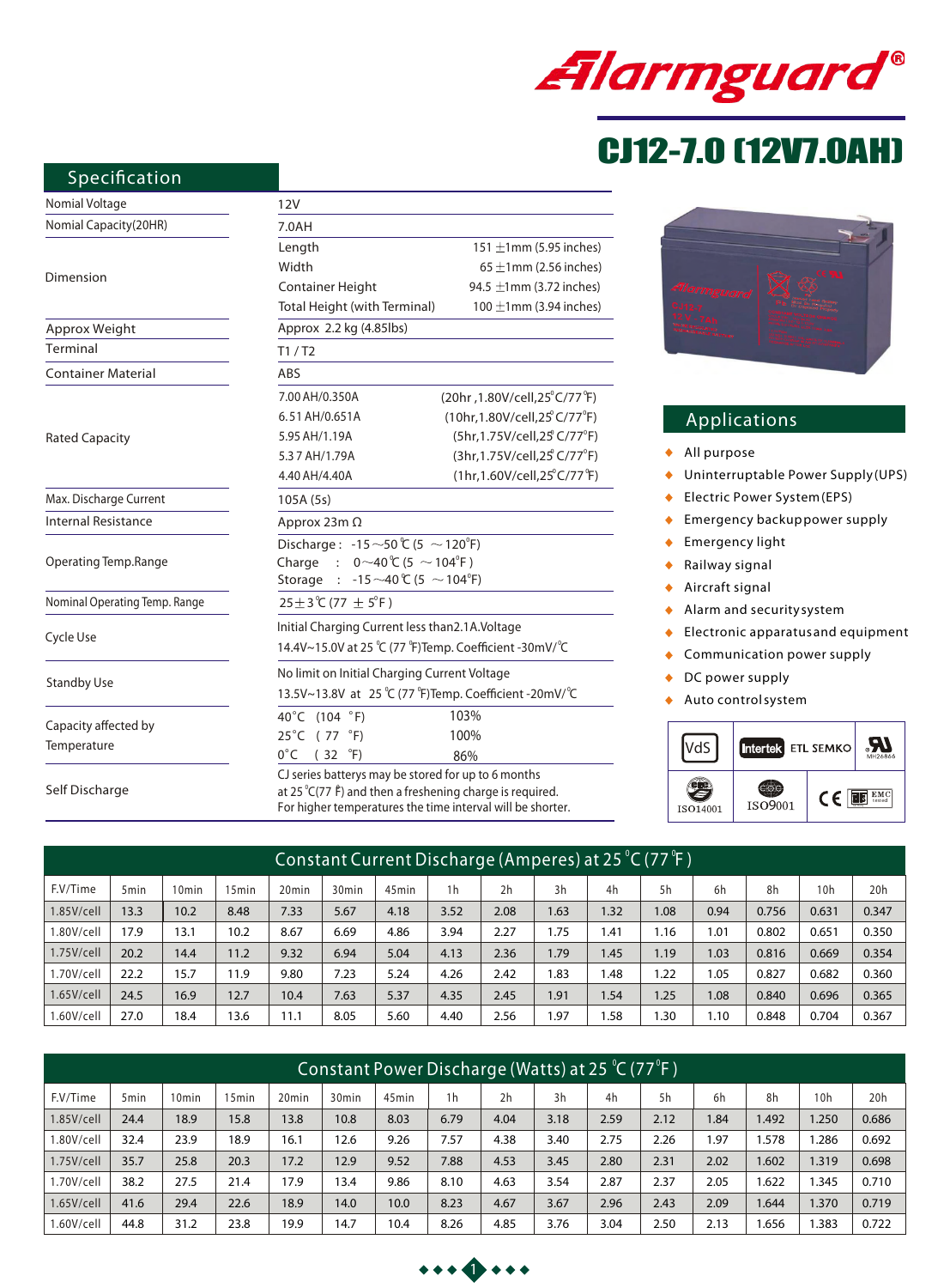# Alarmguard®

# CJ12-7.0 (12V7.0AH)

## Specification

| | | |
|---|---|---|
| Nomial Voltage | 12V | |
| Nomial Capacity(20HR) | 7.0AH | |
| Dimension | Length | 151 ±1mm (5.95 inches) |
| | Width | 65 ±1mm (2.56 inches) |
| | Container Height | 94.5 ±1mm (3.72 inches) |
| | Total Height (with Terminal) | 100 ±1mm (3.94 inches) |
| Approx Weight | Approx 2.2 kg (4.85lbs) | |
| Terminal | T1 / T2 | |
| Container Material | ABS | |
| Rated Capacity | 7.00 AH/0.350A | (20hr ,1.80V/cell,25°C/77°F) |
| | 6.51 AH/0.651A | (10hr,1.80V/cell,25°C/77°F) |
| | 5.95 AH/1.19A | (5hr,1.75V/cell,25°C/77°F) |
| | 5.37 AH/1.79A | (3hr,1.75V/cell,25°C/77°F) |
| | 4.40 AH/4.40A | (1hr,1.60V/cell,25°C/77°F) |
| Max. Discharge Current | 105A (5s) | |
| Internal Resistance | Approx 23m Ω | |
| Operating Temp.Range | Discharge : -15～50℃ (5 ～120°F) | |
| | Charge : 0～40℃ (5 ～104°F ) | |
| | Storage : -15～40℃ (5 ～104°F) | |
| Nominal Operating Temp. Range | 25±3℃ (77 ± 5°F ) | |
| Cycle Use | Initial Charging Current less than2.1A.Voltage 14.4V~15.0V at 25 ℃ (77 °F)Temp. Coefficient -30mV/℃ | |
| Standby Use | No limit on Initial Charging Current Voltage 13.5V~13.8V at 25 ℃ (77 °F)Temp. Coefficient -20mV/℃ | |
| Capacity affected by Temperature | 40°C (104 °F) | 103% |
| | 25°C ( 77 °F) | 100% |
| | 0°C ( 32 °F) | 86% |
| Self Discharge | CJ series batterys may be stored for up to 6 months at 25℃(77 F) and then a freshening charge is required. For higher temperatures the time interval will be shorter. | |

## Applications

- All purpose
- Uninterruptable Power Supply(UPS)
- Electric Power System(EPS)
- Emergency backup power supply
- Emergency light
- Railway signal
- Aircraft signal
- Alarm and security system
- Electronic apparatus and equipment
- Communication power supply
- DC power supply
- Auto control system

VdS | Intertek ETL SEMKO | UL MH26866 | ISO14001 | ISO9001 | CE | EMC tested

## Constant Current Discharge (Amperes) at 25 °C (77 °F )

| F.V/Time | 5min | 10min | 15min | 20min | 30min | 45min | 1h | 2h | 3h | 4h | 5h | 6h | 8h | 10h | 20h |
|---|---|---|---|---|---|---|---|---|---|---|---|---|---|---|---|
| 1.85V/cell | 13.3 | 10.2 | 8.48 | 7.33 | 5.67 | 4.18 | 3.52 | 2.08 | 1.63 | 1.32 | 1.08 | 0.94 | 0.756 | 0.631 | 0.347 |
| 1.80V/cell | 17.9 | 13.1 | 10.2 | 8.67 | 6.69 | 4.86 | 3.94 | 2.27 | 1.75 | 1.41 | 1.16 | 1.01 | 0.802 | 0.651 | 0.350 |
| 1.75V/cell | 20.2 | 14.4 | 11.2 | 9.32 | 6.94 | 5.04 | 4.13 | 2.36 | 1.79 | 1.45 | 1.19 | 1.03 | 0.816 | 0.669 | 0.354 |
| 1.70V/cell | 22.2 | 15.7 | 11.9 | 9.80 | 7.23 | 5.24 | 4.26 | 2.42 | 1.83 | 1.48 | 1.22 | 1.05 | 0.827 | 0.682 | 0.360 |
| 1.65V/cell | 24.5 | 16.9 | 12.7 | 10.4 | 7.63 | 5.37 | 4.35 | 2.45 | 1.91 | 1.54 | 1.25 | 1.08 | 0.840 | 0.696 | 0.365 |
| 1.60V/cell | 27.0 | 18.4 | 13.6 | 11.1 | 8.05 | 5.60 | 4.40 | 2.56 | 1.97 | 1.58 | 1.30 | 1.10 | 0.848 | 0.704 | 0.367 |

## Constant Power Discharge (Watts) at 25 ℃ (77°F )

| F.V/Time | 5min | 10min | 15min | 20min | 30min | 45min | 1h | 2h | 3h | 4h | 5h | 6h | 8h | 10h | 20h |
|---|---|---|---|---|---|---|---|---|---|---|---|---|---|---|---|
| 1.85V/cell | 24.4 | 18.9 | 15.8 | 13.8 | 10.8 | 8.03 | 6.79 | 4.04 | 3.18 | 2.59 | 2.12 | 1.84 | 1.492 | 1.250 | 0.686 |
| 1.80V/cell | 32.4 | 23.9 | 18.9 | 16.1 | 12.6 | 9.26 | 7.57 | 4.38 | 3.40 | 2.75 | 2.26 | 1.97 | 1.578 | 1.286 | 0.692 |
| 1.75V/cell | 35.7 | 25.8 | 20.3 | 17.2 | 12.9 | 9.52 | 7.88 | 4.53 | 3.45 | 2.80 | 2.31 | 2.02 | 1.602 | 1.319 | 0.698 |
| 1.70V/cell | 38.2 | 27.5 | 21.4 | 17.9 | 13.4 | 9.86 | 8.10 | 4.63 | 3.54 | 2.87 | 2.37 | 2.05 | 1.622 | 1.345 | 0.710 |
| 1.65V/cell | 41.6 | 29.4 | 22.6 | 18.9 | 14.0 | 10.0 | 8.23 | 4.67 | 3.67 | 2.96 | 2.43 | 2.09 | 1.644 | 1.370 | 0.719 |
| 1.60V/cell | 44.8 | 31.2 | 23.8 | 19.9 | 14.7 | 10.4 | 8.26 | 4.85 | 3.76 | 3.04 | 2.50 | 2.13 | 1.656 | 1.383 | 0.722 |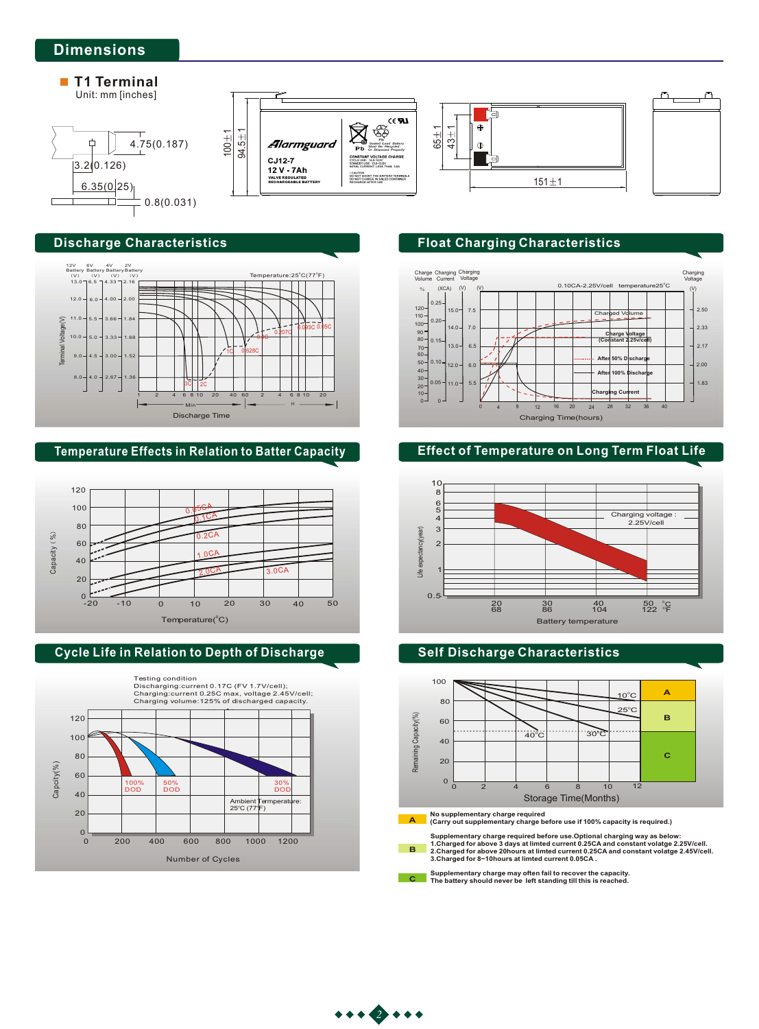## Dimensions

### T1 Terminal

Unit: mm [inches]

4.75(0.187)

3.2(0.126)

6.35(0.25)

0.8(0.031)

100±1

94.5±1

65±1

43±1

151±1

Alarmguard

CJ12-7

12 V - 7Ah

VALVE REGULATED RECHARGEABLE BATTERY

## Discharge Characteristics

12V Battery (V) | 6V Battery (V) | 4V Battery (V) | 2V Battery (V)

Temperature:25°C(77°F)

Terminal Voltage(V)

3C 2C 1C 0.628C 0.4C 0.207C 0.093C 0.05C

Min | H

Discharge Time

## Float Charging Characteristics

Charge Volume | Charging Current | Charging Voltage

0.10CA-2.25V/cell temperature25°C

Charged Volume

Charge Voltage (Constant 2.25v/cell)

After 50% Discharge

After 100% Discharge

Charging Current

Charging Time(hours)

## Temperature Effects in Relation to Batter Capacity

0.05CA 0.1CA 0.2CA 1.0CA 2.0CA 3.0CA

Capacity (%)

Temperature(°C)

## Effect of Temperature on Long Term Float Life

Charging voltage : 2.25V/cell

Life expectancy(year)

Battery temperature

## Cycle Life in Relation to Depth of Discharge

Testing condition
Discharging:current 0.17C (FV 1.7V/cell);
Charging:current 0.25C max, voltage 2.45V/cell;
Charging volume:125% of discharged capacity.

100% DOD | 50% DOD | 30% DOD

Ambient Temperature: 25°C (77°F)

Capcity(%)

Number of Cycles

## Self Discharge Characteristics

10°C 25°C 30°C 40°C

Remaining Capacity(%)

Storage Time(Months)

**A** — No supplementary charge required
(Carry out supplementary charge before use if 100% capacity is required.)

**B** — Supplementary charge required before use.Optional charging way as below:
1.Charged for above 3 days at limted current 0.25CA and constant voltage 2.25V/cell.
2.Charged for above 20hours at limted current 0.25CA and constant voltage 2.45V/cell.
3.Charged for 8~10hours at limted current 0.05CA .

**C** — Supplementary charge may often fail to recover the capacity.
The battery should never be left standing till this is reached.